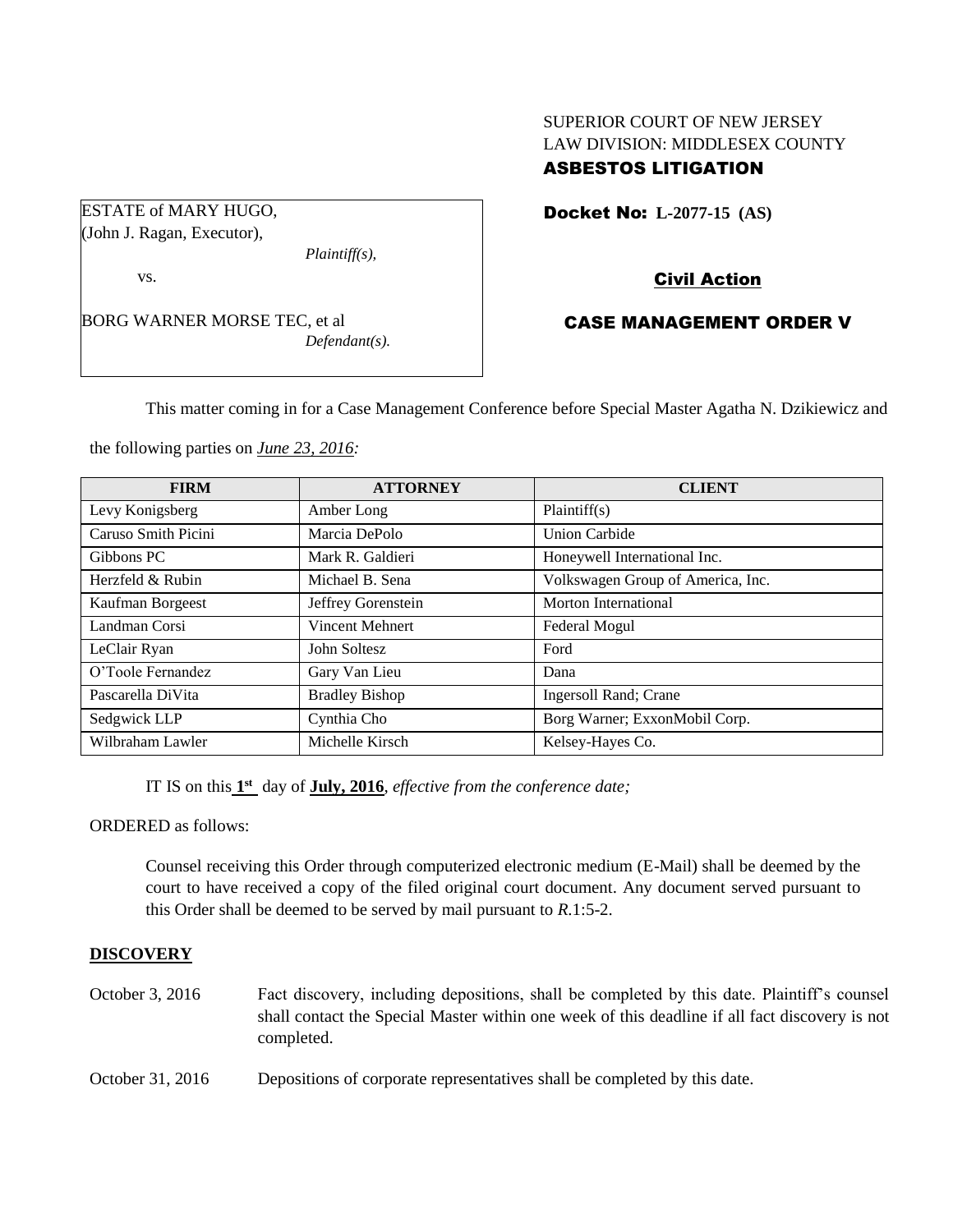SUPERIOR COURT OF NEW JERSEY
LAW DIVISION: MIDDLESEX COUNTY
**ASBESTOS LITIGATION**

ESTATE of MARY HUGO,
(John J. Ragan, Executor),
*Plaintiff(s),*

vs.

BORG WARNER MORSE TEC, et al
*Defendant(s).*

**Docket No: L-2077-15 (AS)**

**Civil Action**

**CASE MANAGEMENT ORDER V**

This matter coming in for a Case Management Conference before Special Master Agatha N. Dzikiewicz and the following parties on ***June 23, 2016:***

| FIRM | ATTORNEY | CLIENT |
|---|---|---|
| Levy Konigsberg | Amber Long | Plaintiff(s) |
| Caruso Smith Picini | Marcia DePolo | Union Carbide |
| Gibbons PC | Mark R. Galdieri | Honeywell International Inc. |
| Herzfeld & Rubin | Michael B. Sena | Volkswagen Group of America, Inc. |
| Kaufman Borgeest | Jeffrey Gorenstein | Morton International |
| Landman Corsi | Vincent Mehnert | Federal Mogul |
| LeClair Ryan | John Soltesz | Ford |
| O'Toole Fernandez | Gary Van Lieu | Dana |
| Pascarella DiVita | Bradley Bishop | Ingersoll Rand; Crane |
| Sedgwick LLP | Cynthia Cho | Borg Warner; ExxonMobil Corp. |
| Wilbraham Lawler | Michelle Kirsch | Kelsey-Hayes Co. |

IT IS on this **1st** day of **July, 2016**, *effective from the conference date;*

ORDERED as follows:

Counsel receiving this Order through computerized electronic medium (E-Mail) shall be deemed by the court to have received a copy of the filed original court document. Any document served pursuant to this Order shall be deemed to be served by mail pursuant to *R*.1:5-2.

**DISCOVERY**

October 3, 2016 — Fact discovery, including depositions, shall be completed by this date. Plaintiff's counsel shall contact the Special Master within one week of this deadline if all fact discovery is not completed.

October 31, 2016 — Depositions of corporate representatives shall be completed by this date.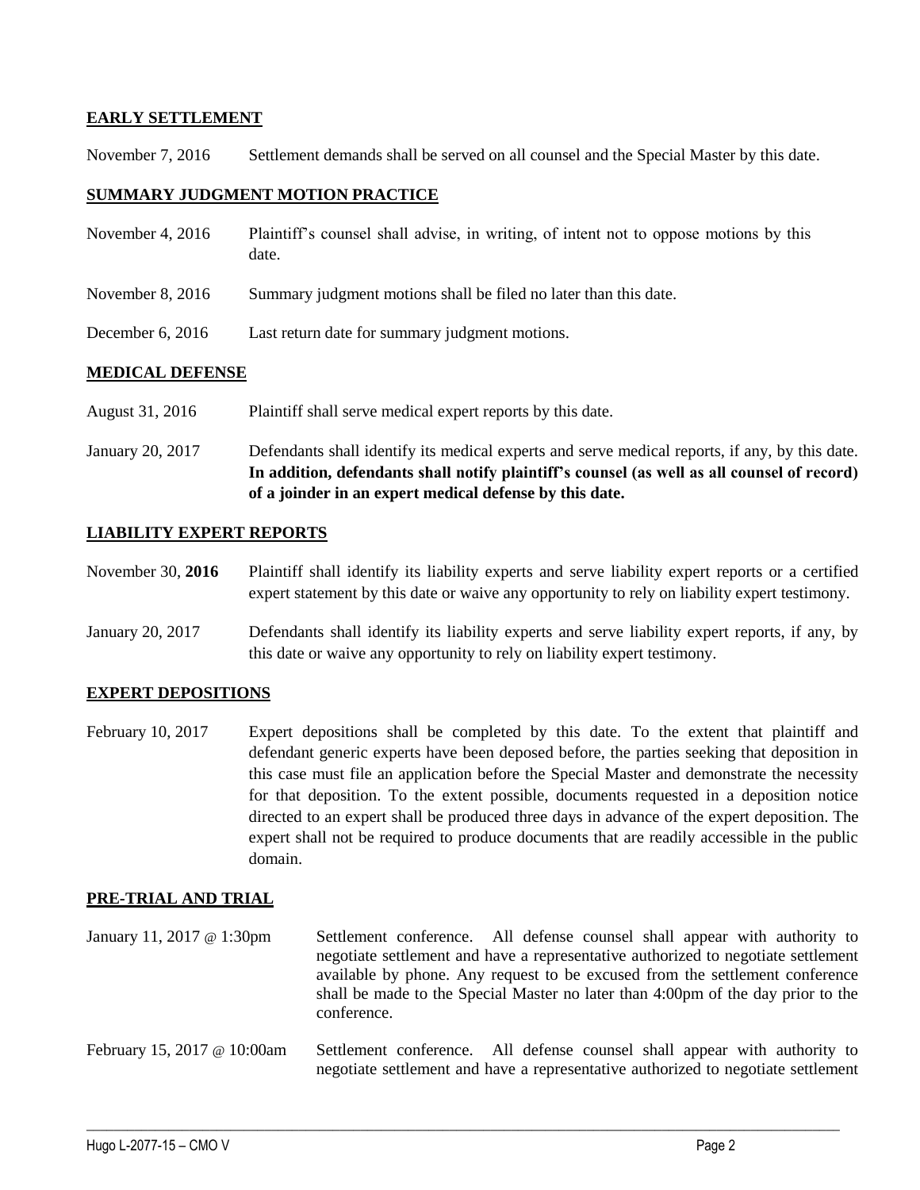## EARLY SETTLEMENT

November 7, 2016 Settlement demands shall be served on all counsel and the Special Master by this date.

## SUMMARY JUDGMENT MOTION PRACTICE

November 4, 2016 Plaintiff's counsel shall advise, in writing, of intent not to oppose motions by this date.

November 8, 2016 Summary judgment motions shall be filed no later than this date.

December 6, 2016 Last return date for summary judgment motions.

## MEDICAL DEFENSE

August 31, 2016 Plaintiff shall serve medical expert reports by this date.

January 20, 2017 Defendants shall identify its medical experts and serve medical reports, if any, by this date. **In addition, defendants shall notify plaintiff's counsel (as well as all counsel of record) of a joinder in an expert medical defense by this date.**

## LIABILITY EXPERT REPORTS

November 30, **2016** Plaintiff shall identify its liability experts and serve liability expert reports or a certified expert statement by this date or waive any opportunity to rely on liability expert testimony.

January 20, 2017 Defendants shall identify its liability experts and serve liability expert reports, if any, by this date or waive any opportunity to rely on liability expert testimony.

## EXPERT DEPOSITIONS

February 10, 2017 Expert depositions shall be completed by this date. To the extent that plaintiff and defendant generic experts have been deposed before, the parties seeking that deposition in this case must file an application before the Special Master and demonstrate the necessity for that deposition. To the extent possible, documents requested in a deposition notice directed to an expert shall be produced three days in advance of the expert deposition. The expert shall not be required to produce documents that are readily accessible in the public domain.

## PRE-TRIAL AND TRIAL

January 11, 2017 @ 1:30pm Settlement conference. All defense counsel shall appear with authority to negotiate settlement and have a representative authorized to negotiate settlement available by phone. Any request to be excused from the settlement conference shall be made to the Special Master no later than 4:00pm of the day prior to the conference.

February 15, 2017 @ 10:00am Settlement conference. All defense counsel shall appear with authority to negotiate settlement and have a representative authorized to negotiate settlement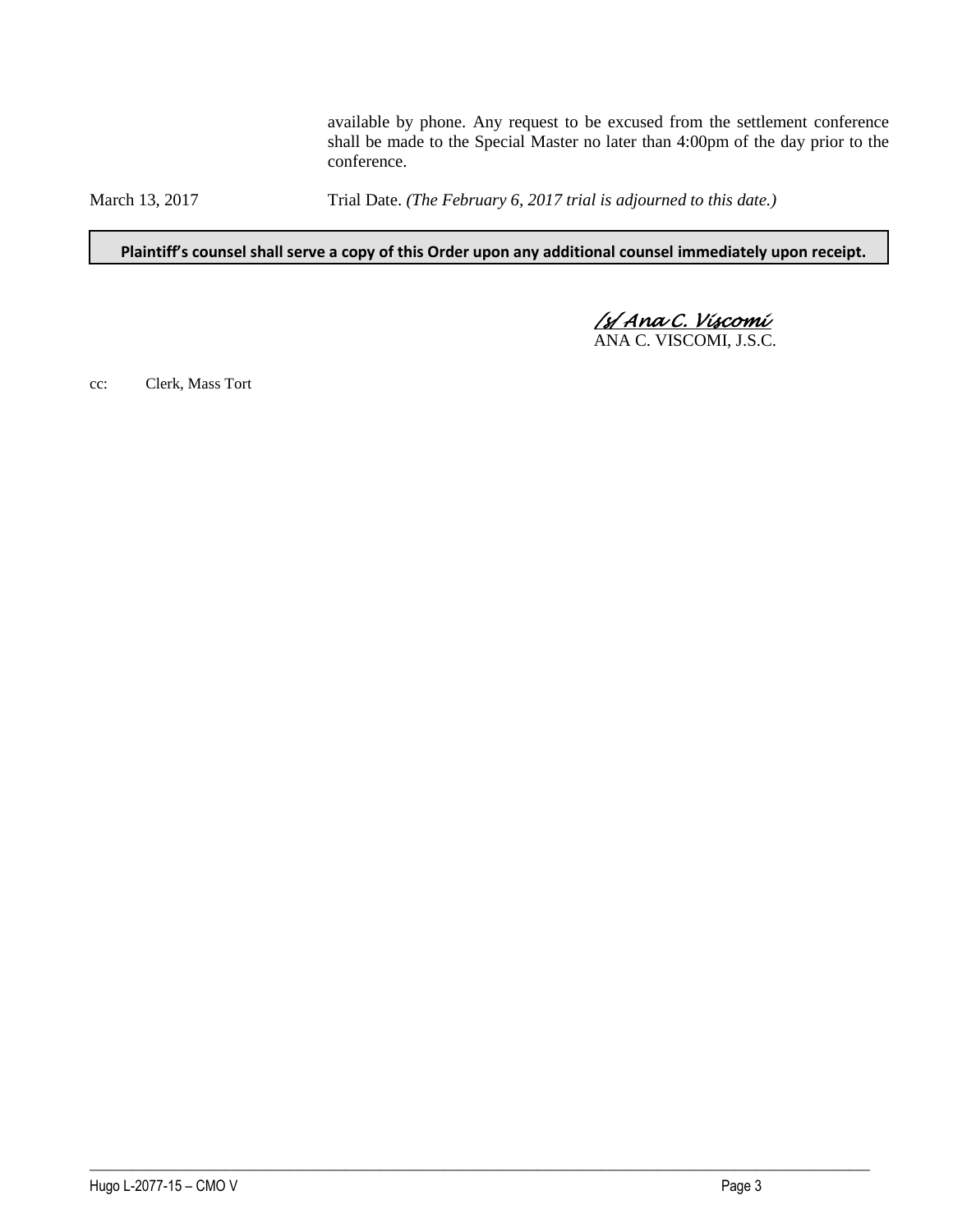available by phone. Any request to be excused from the settlement conference shall be made to the Special Master no later than 4:00pm of the day prior to the conference.

| | |
|---|---|
| March 13, 2017 | Trial Date. *(The February 6, 2017 trial is adjourned to this date.)* |

**Plaintiff's counsel shall serve a copy of this Order upon any additional counsel immediately upon receipt.**

*/s/ Ana C. Viscomi*
ANA C. VISCOMI, J.S.C.

cc: Clerk, Mass Tort